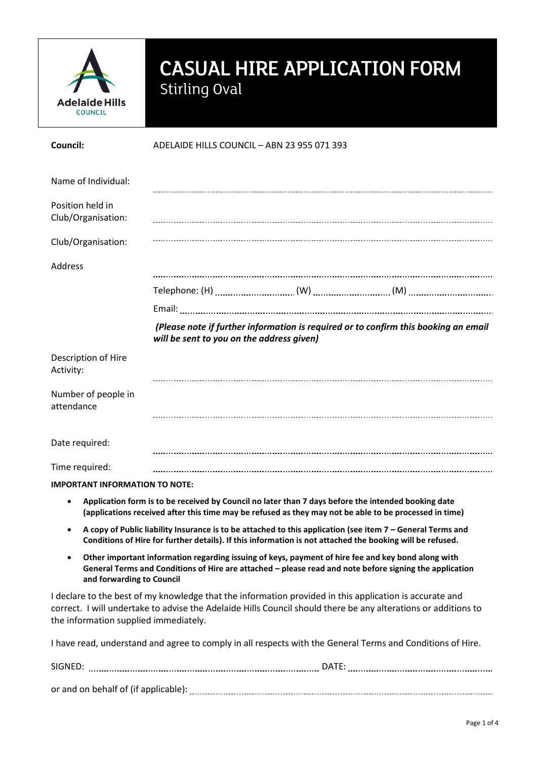# CASUAL HIRE APPLICATION FORM

## Stirling Oval

**Council:** ADELAIDE HILLS COUNCIL – ABN 23 955 071 393

Name of Individual: ..............................................................................................

Position held in Club/Organisation: ..............................................................................................

Club/Organisation: ..............................................................................................

Address ..............................................................................................

Telephone: (H) ........................ (W) ........................ (M) ........................

Email: ..............................................................................................

***(Please note if further information is required or to confirm this booking an email will be sent to you on the address given)***

Description of Hire Activity: ..............................................................................................

Number of people in attendance ..............................................................................................

Date required: ..............................................................................................

Time required: ..............................................................................................

**IMPORTANT INFORMATION TO NOTE:**

- **Application form is to be received by Council no later than 7 days before the intended booking date (applications received after this time may be refused as they may not be able to be processed in time)**
- **A copy of Public liability Insurance is to be attached to this application (see item 7 – General Terms and Conditions of Hire for further details). If this information is not attached the booking will be refused.**
- **Other important information regarding issuing of keys, payment of hire fee and key bond along with General Terms and Conditions of Hire are attached – please read and note before signing the application and forwarding to Council**

I declare to the best of my knowledge that the information provided in this application is accurate and correct. I will undertake to advise the Adelaide Hills Council should there be any alterations or additions to the information supplied immediately.

I have read, understand and agree to comply in all respects with the General Terms and Conditions of Hire.

SIGNED: .............................................................. DATE: ..............................................

or and on behalf of (if applicable): ..............................................................................................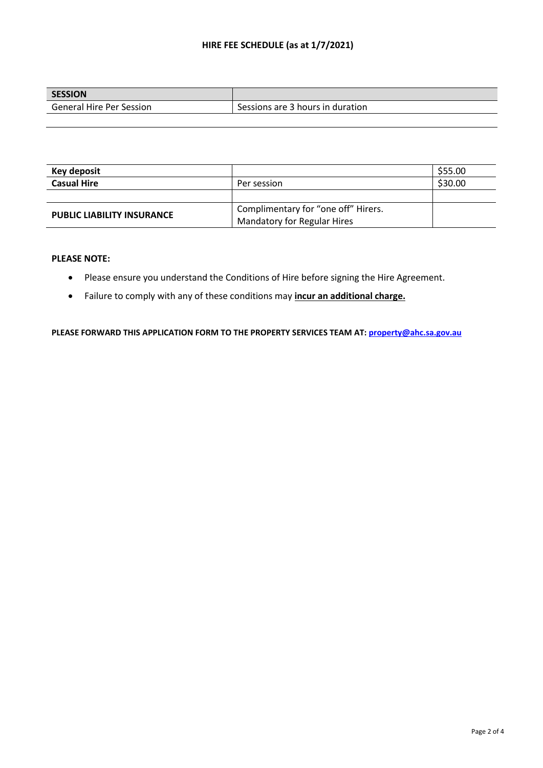**HIRE FEE SCHEDULE (as at 1/7/2021)**

| **SESSION** | |
|---|---|
| General Hire Per Session | Sessions are 3 hours in duration |

| **Key deposit** | | $55.00 |
|---|---|---|
| **Casual Hire** | Per session | $30.00 |
| | | |
| **PUBLIC LIABILITY INSURANCE** | Complimentary for "one off" Hirers. Mandatory for Regular Hires | |

**PLEASE NOTE:**

- Please ensure you understand the Conditions of Hire before signing the Hire Agreement.
- Failure to comply with any of these conditions may **incur an additional charge.**

**PLEASE FORWARD THIS APPLICATION FORM TO THE PROPERTY SERVICES TEAM AT: property@ahc.sa.gov.au**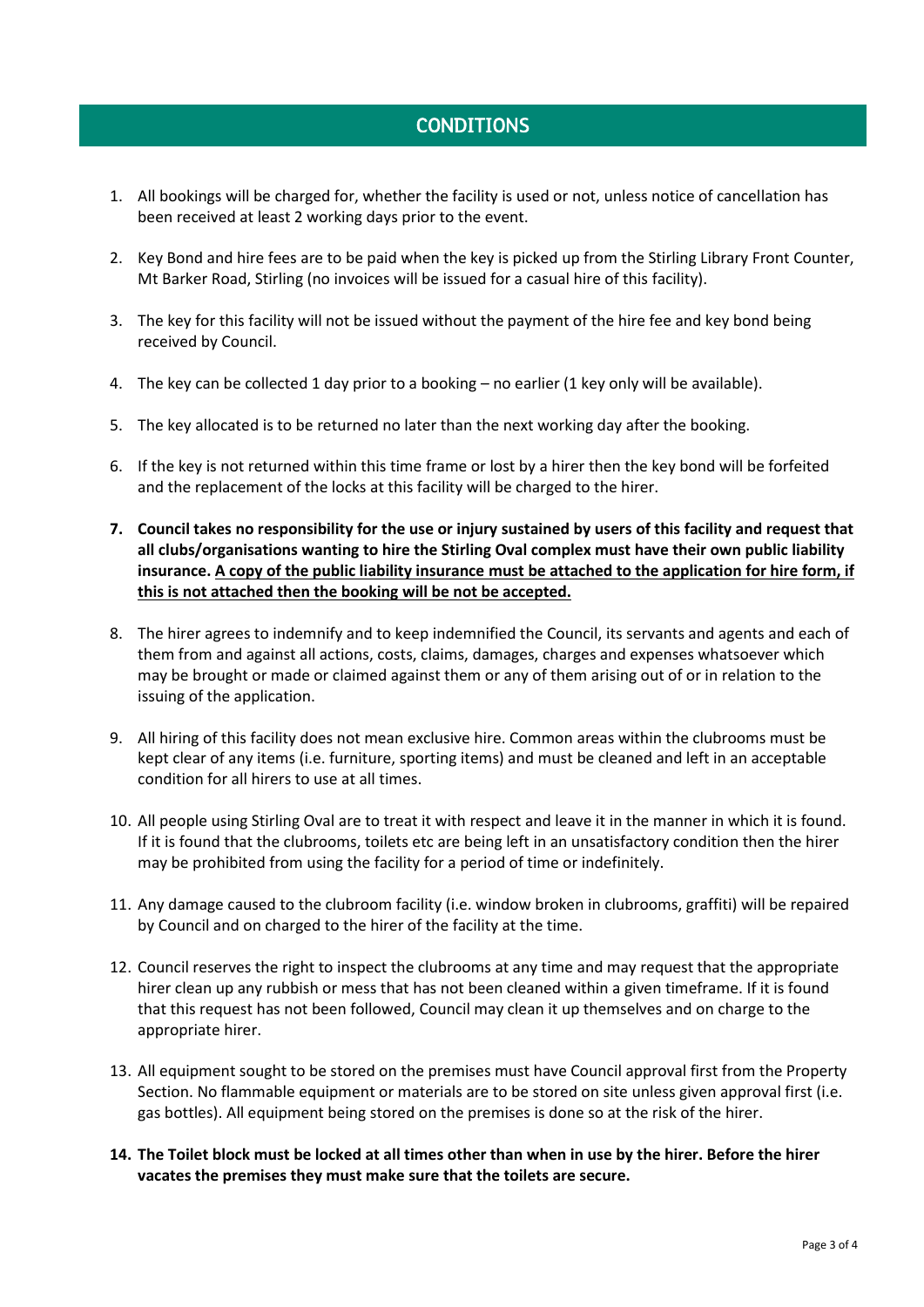## CONDITIONS

1. All bookings will be charged for, whether the facility is used or not, unless notice of cancellation has been received at least 2 working days prior to the event.

2. Key Bond and hire fees are to be paid when the key is picked up from the Stirling Library Front Counter, Mt Barker Road, Stirling (no invoices will be issued for a casual hire of this facility).

3. The key for this facility will not be issued without the payment of the hire fee and key bond being received by Council.

4. The key can be collected 1 day prior to a booking – no earlier (1 key only will be available).

5. The key allocated is to be returned no later than the next working day after the booking.

6. If the key is not returned within this time frame or lost by a hirer then the key bond will be forfeited and the replacement of the locks at this facility will be charged to the hirer.

7. **Council takes no responsibility for the use or injury sustained by users of this facility and request that all clubs/organisations wanting to hire the Stirling Oval complex must have their own public liability insurance. <u>A copy of the public liability insurance must be attached to the application for hire form, if this is not attached then the booking will be not be accepted.</u>**

8. The hirer agrees to indemnify and to keep indemnified the Council, its servants and agents and each of them from and against all actions, costs, claims, damages, charges and expenses whatsoever which may be brought or made or claimed against them or any of them arising out of or in relation to the issuing of the application.

9. All hiring of this facility does not mean exclusive hire. Common areas within the clubrooms must be kept clear of any items (i.e. furniture, sporting items) and must be cleaned and left in an acceptable condition for all hirers to use at all times.

10. All people using Stirling Oval are to treat it with respect and leave it in the manner in which it is found. If it is found that the clubrooms, toilets etc are being left in an unsatisfactory condition then the hirer may be prohibited from using the facility for a period of time or indefinitely.

11. Any damage caused to the clubroom facility (i.e. window broken in clubrooms, graffiti) will be repaired by Council and on charged to the hirer of the facility at the time.

12. Council reserves the right to inspect the clubrooms at any time and may request that the appropriate hirer clean up any rubbish or mess that has not been cleaned within a given timeframe. If it is found that this request has not been followed, Council may clean it up themselves and on charge to the appropriate hirer.

13. All equipment sought to be stored on the premises must have Council approval first from the Property Section. No flammable equipment or materials are to be stored on site unless given approval first (i.e. gas bottles). All equipment being stored on the premises is done so at the risk of the hirer.

14. **The Toilet block must be locked at all times other than when in use by the hirer. Before the hirer vacates the premises they must make sure that the toilets are secure.**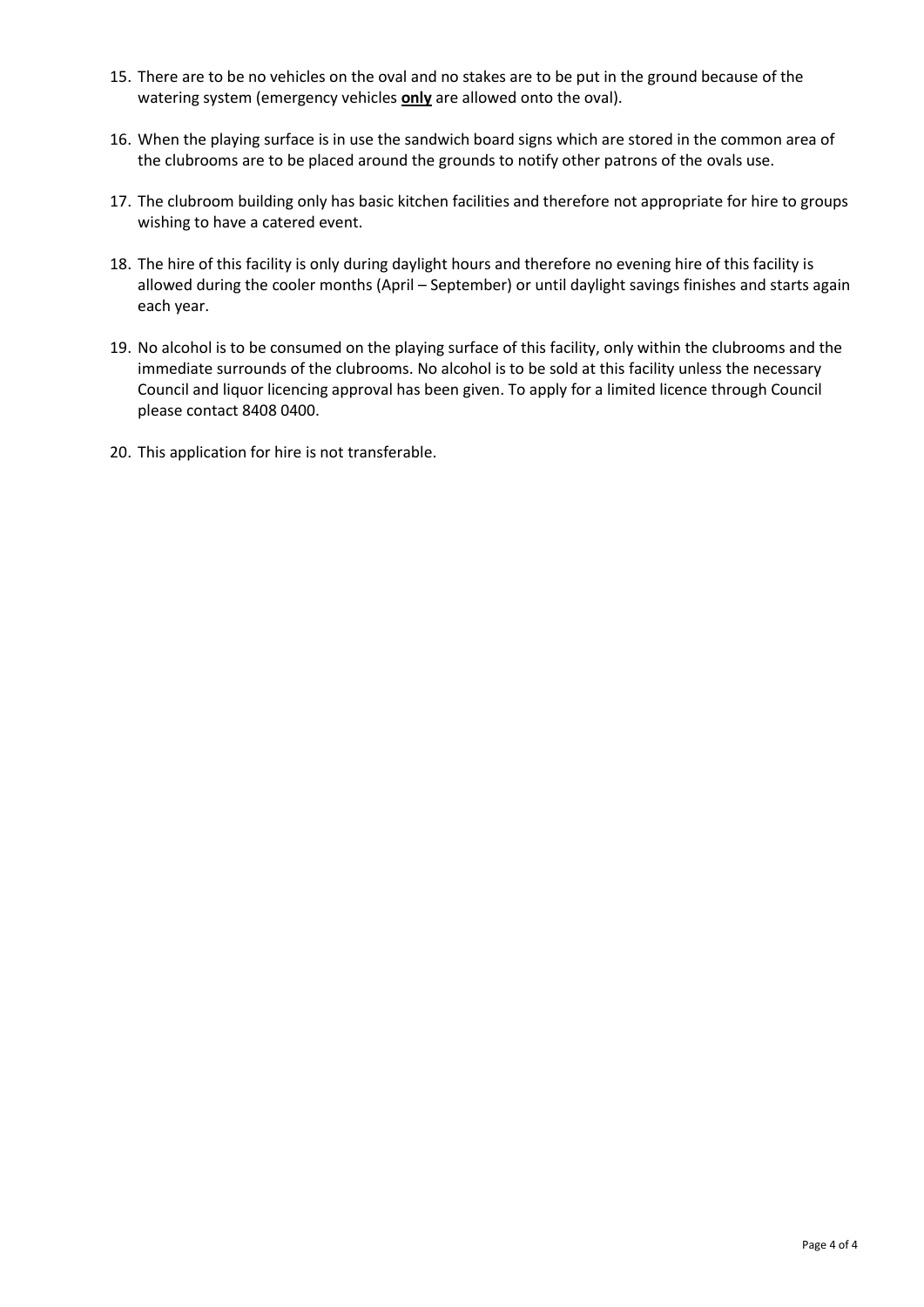15. There are to be no vehicles on the oval and no stakes are to be put in the ground because of the watering system (emergency vehicles **<u>only</u>** are allowed onto the oval).

16. When the playing surface is in use the sandwich board signs which are stored in the common area of the clubrooms are to be placed around the grounds to notify other patrons of the ovals use.

17. The clubroom building only has basic kitchen facilities and therefore not appropriate for hire to groups wishing to have a catered event.

18. The hire of this facility is only during daylight hours and therefore no evening hire of this facility is allowed during the cooler months (April – September) or until daylight savings finishes and starts again each year.

19. No alcohol is to be consumed on the playing surface of this facility, only within the clubrooms and the immediate surrounds of the clubrooms. No alcohol is to be sold at this facility unless the necessary Council and liquor licencing approval has been given. To apply for a limited licence through Council please contact 8408 0400.

20. This application for hire is not transferable.